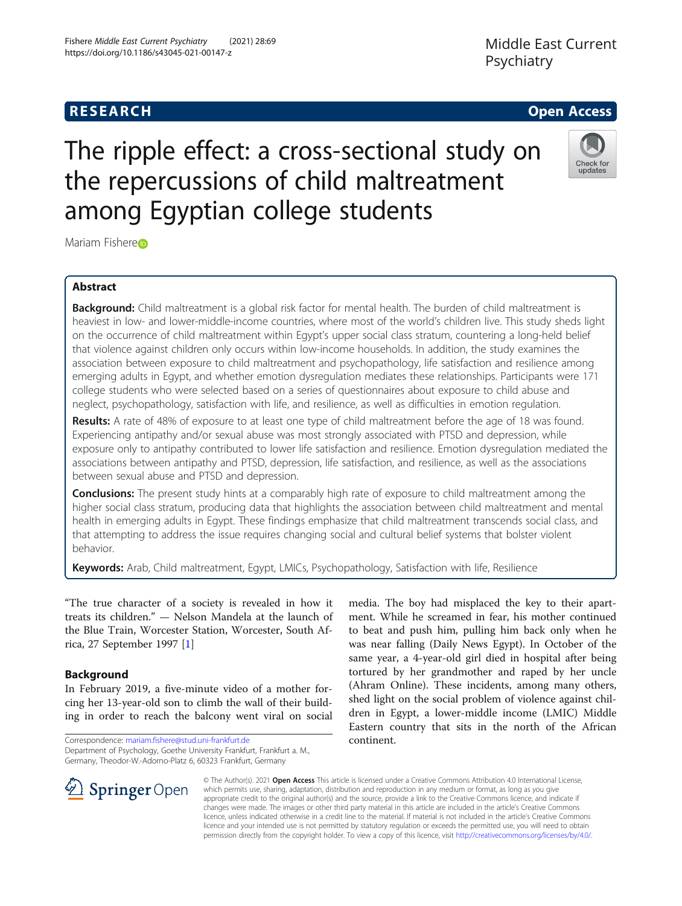**RESEARCH** **Open Access**

# The ripple effect: a cross-sectional study on the repercussions of child maltreatment among Egyptian college students

Mariam Fishere

## Abstract

**Background:** Child maltreatment is a global risk factor for mental health. The burden of child maltreatment is heaviest in low- and lower-middle-income countries, where most of the world's children live. This study sheds light on the occurrence of child maltreatment within Egypt's upper social class stratum, countering a long-held belief that violence against children only occurs within low-income households. In addition, the study examines the association between exposure to child maltreatment and psychopathology, life satisfaction and resilience among emerging adults in Egypt, and whether emotion dysregulation mediates these relationships. Participants were 171 college students who were selected based on a series of questionnaires about exposure to child abuse and neglect, psychopathology, satisfaction with life, and resilience, as well as difficulties in emotion regulation.

**Results:** A rate of 48% of exposure to at least one type of child maltreatment before the age of 18 was found. Experiencing antipathy and/or sexual abuse was most strongly associated with PTSD and depression, while exposure only to antipathy contributed to lower life satisfaction and resilience. Emotion dysregulation mediated the associations between antipathy and PTSD, depression, life satisfaction, and resilience, as well as the associations between sexual abuse and PTSD and depression.

**Conclusions:** The present study hints at a comparably high rate of exposure to child maltreatment among the higher social class stratum, producing data that highlights the association between child maltreatment and mental health in emerging adults in Egypt. These findings emphasize that child maltreatment transcends social class, and that attempting to address the issue requires changing social and cultural belief systems that bolster violent behavior.

**Keywords:** Arab, Child maltreatment, Egypt, LMICs, Psychopathology, Satisfaction with life, Resilience

"The true character of a society is revealed in how it treats its children." — Nelson Mandela at the launch of the Blue Train, Worcester Station, Worcester, South Africa, 27 September 1997 [1]

## Background

In February 2019, a five-minute video of a mother forcing her 13-year-old son to climb the wall of their building in order to reach the balcony went viral on social media. The boy had misplaced the key to their apartment. While he screamed in fear, his mother continued to beat and push him, pulling him back only when he was near falling (Daily News Egypt). In October of the same year, a 4-year-old girl died in hospital after being tortured by her grandmother and raped by her uncle (Ahram Online). These incidents, among many others, shed light on the social problem of violence against children in Egypt, a lower-middle income (LMIC) Middle Eastern country that sits in the north of the African continent.

Correspondence: mariam.fishere@stud.uni-frankfurt.de
Department of Psychology, Goethe University Frankfurt, Frankfurt a. M., Germany, Theodor-W.-Adorno-Platz 6, 60323 Frankfurt, Germany

© The Author(s). 2021 **Open Access** This article is licensed under a Creative Commons Attribution 4.0 International License, which permits use, sharing, adaptation, distribution and reproduction in any medium or format, as long as you give appropriate credit to the original author(s) and the source, provide a link to the Creative Commons licence, and indicate if changes were made. The images or other third party material in this article are included in the article's Creative Commons licence, unless indicated otherwise in a credit line to the material. If material is not included in the article's Creative Commons licence and your intended use is not permitted by statutory regulation or exceeds the permitted use, you will need to obtain permission directly from the copyright holder. To view a copy of this licence, visit http://creativecommons.org/licenses/by/4.0/.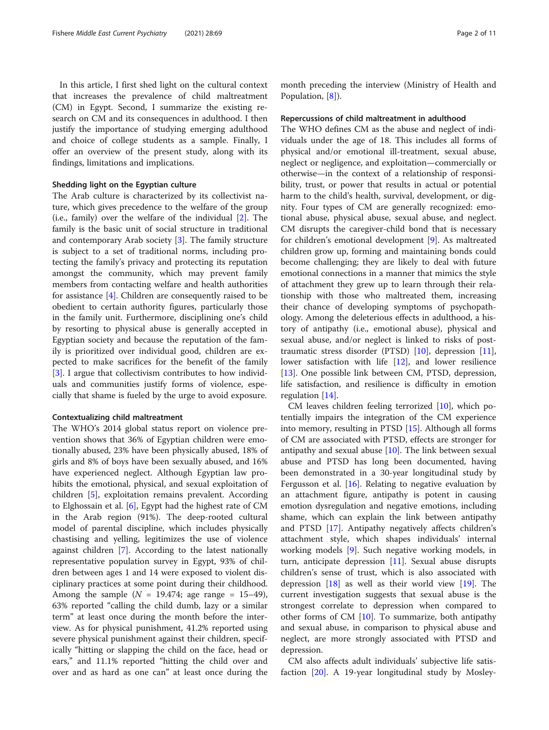In this article, I first shed light on the cultural context that increases the prevalence of child maltreatment (CM) in Egypt. Second, I summarize the existing research on CM and its consequences in adulthood. I then justify the importance of studying emerging adulthood and choice of college students as a sample. Finally, I offer an overview of the present study, along with its findings, limitations and implications.

### Shedding light on the Egyptian culture

The Arab culture is characterized by its collectivist nature, which gives precedence to the welfare of the group (i.e., family) over the welfare of the individual [2]. The family is the basic unit of social structure in traditional and contemporary Arab society [3]. The family structure is subject to a set of traditional norms, including protecting the family's privacy and protecting its reputation amongst the community, which may prevent family members from contacting welfare and health authorities for assistance [4]. Children are consequently raised to be obedient to certain authority figures, particularly those in the family unit. Furthermore, disciplining one's child by resorting to physical abuse is generally accepted in Egyptian society and because the reputation of the family is prioritized over individual good, children are expected to make sacrifices for the benefit of the family [3]. I argue that collectivism contributes to how individuals and communities justify forms of violence, especially that shame is fueled by the urge to avoid exposure.

### Contextualizing child maltreatment

The WHO's 2014 global status report on violence prevention shows that 36% of Egyptian children were emotionally abused, 23% have been physically abused, 18% of girls and 8% of boys have been sexually abused, and 16% have experienced neglect. Although Egyptian law prohibits the emotional, physical, and sexual exploitation of children [5], exploitation remains prevalent. According to Elghossain et al. [6], Egypt had the highest rate of CM in the Arab region (91%). The deep-rooted cultural model of parental discipline, which includes physically chastising and yelling, legitimizes the use of violence against children [7]. According to the latest nationally representative population survey in Egypt, 93% of children between ages 1 and 14 were exposed to violent disciplinary practices at some point during their childhood. Among the sample ($N$ = 19.474; age range = 15–49), 63% reported "calling the child dumb, lazy or a similar term" at least once during the month before the interview. As for physical punishment, 41.2% reported using severe physical punishment against their children, specifically "hitting or slapping the child on the face, head or ears," and 11.1% reported "hitting the child over and over and as hard as one can" at least once during the month preceding the interview (Ministry of Health and Population, [8]).

### Repercussions of child maltreatment in adulthood

The WHO defines CM as the abuse and neglect of individuals under the age of 18. This includes all forms of physical and/or emotional ill-treatment, sexual abuse, neglect or negligence, and exploitation—commercially or otherwise—in the context of a relationship of responsibility, trust, or power that results in actual or potential harm to the child's health, survival, development, or dignity. Four types of CM are generally recognized: emotional abuse, physical abuse, sexual abuse, and neglect. CM disrupts the caregiver-child bond that is necessary for children's emotional development [9]. As maltreated children grow up, forming and maintaining bonds could become challenging; they are likely to deal with future emotional connections in a manner that mimics the style of attachment they grew up to learn through their relationship with those who maltreated them, increasing their chance of developing symptoms of psychopathology. Among the deleterious effects in adulthood, a history of antipathy (i.e., emotional abuse), physical and sexual abuse, and/or neglect is linked to risks of posttraumatic stress disorder (PTSD) [10], depression [11], lower satisfaction with life [12], and lower resilience [13]. One possible link between CM, PTSD, depression, life satisfaction, and resilience is difficulty in emotion regulation [14].

CM leaves children feeling terrorized [10], which potentially impairs the integration of the CM experience into memory, resulting in PTSD [15]. Although all forms of CM are associated with PTSD, effects are stronger for antipathy and sexual abuse [10]. The link between sexual abuse and PTSD has long been documented, having been demonstrated in a 30-year longitudinal study by Fergusson et al. [16]. Relating to negative evaluation by an attachment figure, antipathy is potent in causing emotion dysregulation and negative emotions, including shame, which can explain the link between antipathy and PTSD [17]. Antipathy negatively affects children's attachment style, which shapes individuals' internal working models [9]. Such negative working models, in turn, anticipate depression [11]. Sexual abuse disrupts children's sense of trust, which is also associated with depression [18] as well as their world view [19]. The current investigation suggests that sexual abuse is the strongest correlate to depression when compared to other forms of CM [10]. To summarize, both antipathy and sexual abuse, in comparison to physical abuse and neglect, are more strongly associated with PTSD and depression.

CM also affects adult individuals' subjective life satisfaction [20]. A 19-year longitudinal study by Mosley-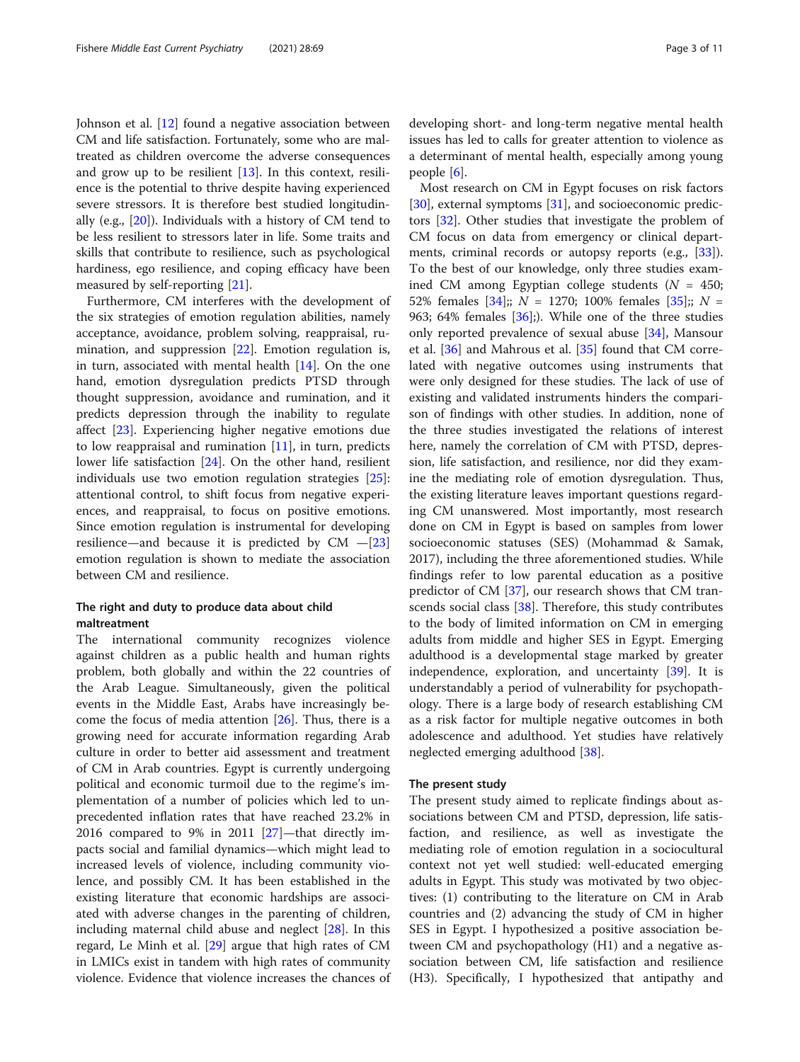Johnson et al. [12] found a negative association between CM and life satisfaction. Fortunately, some who are maltreated as children overcome the adverse consequences and grow up to be resilient [13]. In this context, resilience is the potential to thrive despite having experienced severe stressors. It is therefore best studied longitudinally (e.g., [20]). Individuals with a history of CM tend to be less resilient to stressors later in life. Some traits and skills that contribute to resilience, such as psychological hardiness, ego resilience, and coping efficacy have been measured by self-reporting [21].

Furthermore, CM interferes with the development of the six strategies of emotion regulation abilities, namely acceptance, avoidance, problem solving, reappraisal, rumination, and suppression [22]. Emotion regulation is, in turn, associated with mental health [14]. On the one hand, emotion dysregulation predicts PTSD through thought suppression, avoidance and rumination, and it predicts depression through the inability to regulate affect [23]. Experiencing higher negative emotions due to low reappraisal and rumination [11], in turn, predicts lower life satisfaction [24]. On the other hand, resilient individuals use two emotion regulation strategies [25]: attentional control, to shift focus from negative experiences, and reappraisal, to focus on positive emotions. Since emotion regulation is instrumental for developing resilience—and because it is predicted by CM —[23] emotion regulation is shown to mediate the association between CM and resilience.

### The right and duty to produce data about child maltreatment

The international community recognizes violence against children as a public health and human rights problem, both globally and within the 22 countries of the Arab League. Simultaneously, given the political events in the Middle East, Arabs have increasingly become the focus of media attention [26]. Thus, there is a growing need for accurate information regarding Arab culture in order to better aid assessment and treatment of CM in Arab countries. Egypt is currently undergoing political and economic turmoil due to the regime's implementation of a number of policies which led to unprecedented inflation rates that have reached 23.2% in 2016 compared to 9% in 2011 [27]—that directly impacts social and familial dynamics—which might lead to increased levels of violence, including community violence, and possibly CM. It has been established in the existing literature that economic hardships are associated with adverse changes in the parenting of children, including maternal child abuse and neglect [28]. In this regard, Le Minh et al. [29] argue that high rates of CM in LMICs exist in tandem with high rates of community violence. Evidence that violence increases the chances of developing short- and long-term negative mental health issues has led to calls for greater attention to violence as a determinant of mental health, especially among young people [6].

Most research on CM in Egypt focuses on risk factors [30], external symptoms [31], and socioeconomic predictors [32]. Other studies that investigate the problem of CM focus on data from emergency or clinical departments, criminal records or autopsy reports (e.g., [33]). To the best of our knowledge, only three studies examined CM among Egyptian college students ($N$ = 450; 52% females [34];; $N$ = 1270; 100% females [35];; $N$ = 963; 64% females [36];). While one of the three studies only reported prevalence of sexual abuse [34], Mansour et al. [36] and Mahrous et al. [35] found that CM correlated with negative outcomes using instruments that were only designed for these studies. The lack of use of existing and validated instruments hinders the comparison of findings with other studies. In addition, none of the three studies investigated the relations of interest here, namely the correlation of CM with PTSD, depression, life satisfaction, and resilience, nor did they examine the mediating role of emotion dysregulation. Thus, the existing literature leaves important questions regarding CM unanswered. Most importantly, most research done on CM in Egypt is based on samples from lower socioeconomic statuses (SES) (Mohammad & Samak, 2017), including the three aforementioned studies. While findings refer to low parental education as a positive predictor of CM [37], our research shows that CM transcends social class [38]. Therefore, this study contributes to the body of limited information on CM in emerging adults from middle and higher SES in Egypt. Emerging adulthood is a developmental stage marked by greater independence, exploration, and uncertainty [39]. It is understandably a period of vulnerability for psychopathology. There is a large body of research establishing CM as a risk factor for multiple negative outcomes in both adolescence and adulthood. Yet studies have relatively neglected emerging adulthood [38].

### The present study

The present study aimed to replicate findings about associations between CM and PTSD, depression, life satisfaction, and resilience, as well as investigate the mediating role of emotion regulation in a sociocultural context not yet well studied: well-educated emerging adults in Egypt. This study was motivated by two objectives: (1) contributing to the literature on CM in Arab countries and (2) advancing the study of CM in higher SES in Egypt. I hypothesized a positive association between CM and psychopathology (H1) and a negative association between CM, life satisfaction and resilience (H3). Specifically, I hypothesized that antipathy and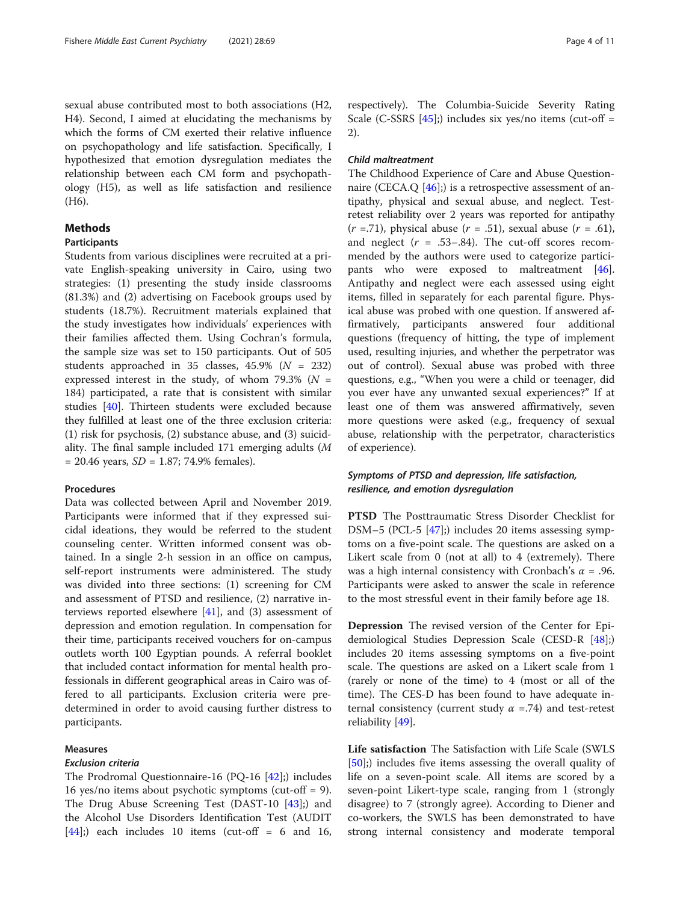sexual abuse contributed most to both associations (H2, H4). Second, I aimed at elucidating the mechanisms by which the forms of CM exerted their relative influence on psychopathology and life satisfaction. Specifically, I hypothesized that emotion dysregulation mediates the relationship between each CM form and psychopathology (H5), as well as life satisfaction and resilience (H6).

## Methods

### Participants

Students from various disciplines were recruited at a private English-speaking university in Cairo, using two strategies: (1) presenting the study inside classrooms (81.3%) and (2) advertising on Facebook groups used by students (18.7%). Recruitment materials explained that the study investigates how individuals' experiences with their families affected them. Using Cochran's formula, the sample size was set to 150 participants. Out of 505 students approached in 35 classes, 45.9% ($N$ = 232) expressed interest in the study, of whom 79.3% ($N$ = 184) participated, a rate that is consistent with similar studies [40]. Thirteen students were excluded because they fulfilled at least one of the three exclusion criteria: (1) risk for psychosis, (2) substance abuse, and (3) suicidality. The final sample included 171 emerging adults ($M$ = 20.46 years, $SD$ = 1.87; 74.9% females).

### Procedures

Data was collected between April and November 2019. Participants were informed that if they expressed suicidal ideations, they would be referred to the student counseling center. Written informed consent was obtained. In a single 2-h session in an office on campus, self-report instruments were administered. The study was divided into three sections: (1) screening for CM and assessment of PTSD and resilience, (2) narrative interviews reported elsewhere [41], and (3) assessment of depression and emotion regulation. In compensation for their time, participants received vouchers for on-campus outlets worth 100 Egyptian pounds. A referral booklet that included contact information for mental health professionals in different geographical areas in Cairo was offered to all participants. Exclusion criteria were predetermined in order to avoid causing further distress to participants.

### Measures

#### *Exclusion criteria*

The Prodromal Questionnaire-16 (PQ-16 [42];) includes 16 yes/no items about psychotic symptoms (cut-off = 9). The Drug Abuse Screening Test (DAST-10 [43];) and the Alcohol Use Disorders Identification Test (AUDIT [44];) each includes 10 items (cut-off = 6 and 16, respectively). The Columbia-Suicide Severity Rating Scale (C-SSRS [45];) includes six yes/no items (cut-off = 2).

#### *Child maltreatment*

The Childhood Experience of Care and Abuse Questionnaire (CECA.Q [46];) is a retrospective assessment of antipathy, physical and sexual abuse, and neglect. Test-retest reliability over 2 years was reported for antipathy ($r$ =.71), physical abuse ($r$ = .51), sexual abuse ($r$ = .61), and neglect ($r$ = .53–.84). The cut-off scores recommended by the authors were used to categorize participants who were exposed to maltreatment [46]. Antipathy and neglect were each assessed using eight items, filled in separately for each parental figure. Physical abuse was probed with one question. If answered affirmatively, participants answered four additional questions (frequency of hitting, the type of implement used, resulting injuries, and whether the perpetrator was out of control). Sexual abuse was probed with three questions, e.g., "When you were a child or teenager, did you ever have any unwanted sexual experiences?" If at least one of them was answered affirmatively, seven more questions were asked (e.g., frequency of sexual abuse, relationship with the perpetrator, characteristics of experience).

#### *Symptoms of PTSD and depression, life satisfaction, resilience, and emotion dysregulation*

**PTSD** The Posttraumatic Stress Disorder Checklist for DSM−5 (PCL-5 [47];) includes 20 items assessing symptoms on a five-point scale. The questions are asked on a Likert scale from 0 (not at all) to 4 (extremely). There was a high internal consistency with Cronbach's $\alpha$ = .96. Participants were asked to answer the scale in reference to the most stressful event in their family before age 18.

**Depression** The revised version of the Center for Epidemiological Studies Depression Scale (CESD-R [48];) includes 20 items assessing symptoms on a five-point scale. The questions are asked on a Likert scale from 1 (rarely or none of the time) to 4 (most or all of the time). The CES-D has been found to have adequate internal consistency (current study $\alpha$ =.74) and test-retest reliability [49].

**Life satisfaction** The Satisfaction with Life Scale (SWLS [50];) includes five items assessing the overall quality of life on a seven-point scale. All items are scored by a seven-point Likert-type scale, ranging from 1 (strongly disagree) to 7 (strongly agree). According to Diener and co-workers, the SWLS has been demonstrated to have strong internal consistency and moderate temporal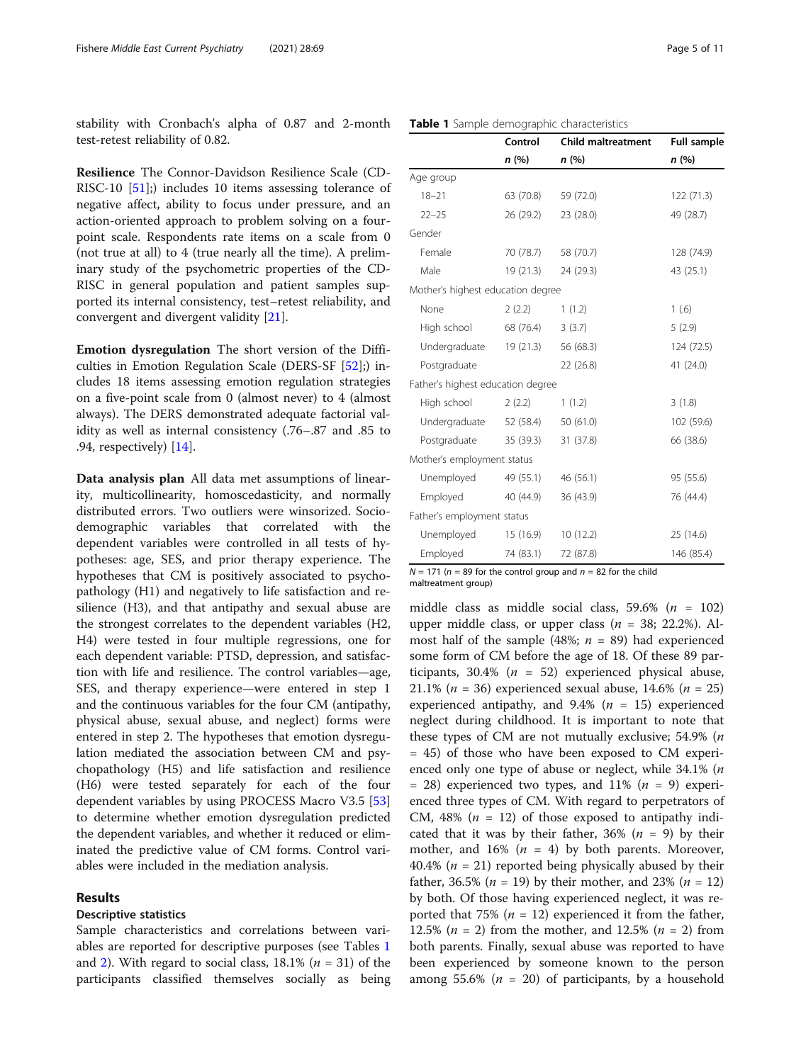stability with Cronbach's alpha of 0.87 and 2-month test-retest reliability of 0.82.

**Resilience** The Connor-Davidson Resilience Scale (CD-RISC-10 [51];) includes 10 items assessing tolerance of negative affect, ability to focus under pressure, and an action-oriented approach to problem solving on a four-point scale. Respondents rate items on a scale from 0 (not true at all) to 4 (true nearly all the time). A preliminary study of the psychometric properties of the CD-RISC in general population and patient samples supported its internal consistency, test–retest reliability, and convergent and divergent validity [21].

**Emotion dysregulation** The short version of the Difficulties in Emotion Regulation Scale (DERS-SF [52];) includes 18 items assessing emotion regulation strategies on a five-point scale from 0 (almost never) to 4 (almost always). The DERS demonstrated adequate factorial validity as well as internal consistency (.76–.87 and .85 to .94, respectively) [14].

**Data analysis plan** All data met assumptions of linearity, multicollinearity, homoscedasticity, and normally distributed errors. Two outliers were winsorized. Sociodemographic variables that correlated with the dependent variables were controlled in all tests of hypotheses: age, SES, and prior therapy experience. The hypotheses that CM is positively associated to psychopathology (H1) and negatively to life satisfaction and resilience (H3), and that antipathy and sexual abuse are the strongest correlates to the dependent variables (H2, H4) were tested in four multiple regressions, one for each dependent variable: PTSD, depression, and satisfaction with life and resilience. The control variables—age, SES, and therapy experience—were entered in step 1 and the continuous variables for the four CM (antipathy, physical abuse, sexual abuse, and neglect) forms were entered in step 2. The hypotheses that emotion dysregulation mediated the association between CM and psychopathology (H5) and life satisfaction and resilience (H6) were tested separately for each of the four dependent variables by using PROCESS Macro V3.5 [53] to determine whether emotion dysregulation predicted the dependent variables, and whether it reduced or eliminated the predictive value of CM forms. Control variables were included in the mediation analysis.

## Results

### Descriptive statistics

Sample characteristics and correlations between variables are reported for descriptive purposes (see Tables 1 and 2). With regard to social class, 18.1% ($n$ = 31) of the participants classified themselves socially as being middle class as middle social class, 59.6% ($n$ = 102) upper middle class, or upper class ($n$ = 38; 22.2%). Almost half of the sample (48%; $n$ = 89) had experienced some form of CM before the age of 18. Of these 89 participants, 30.4% ($n$ = 52) experienced physical abuse, 21.1% ($n$ = 36) experienced sexual abuse, 14.6% ($n$ = 25) experienced antipathy, and 9.4% ($n$ = 15) experienced neglect during childhood. It is important to note that these types of CM are not mutually exclusive; 54.9% ($n$ = 45) of those who have been exposed to CM experienced only one type of abuse or neglect, while 34.1% ($n$ = 28) experienced two types, and 11% ($n$ = 9) experienced three types of CM. With regard to perpetrators of CM, 48% ($n$ = 12) of those exposed to antipathy indicated that it was by their father, 36% ($n$ = 9) by their mother, and 16% ($n$ = 4) by both parents. Moreover, 40.4% ($n$ = 21) reported being physically abused by their father, 36.5% ($n$ = 19) by their mother, and 23% ($n$ = 12) by both. Of those having experienced neglect, it was reported that 75% ($n$ = 12) experienced it from the father, 12.5% ($n$ = 2) from the mother, and 12.5% ($n$ = 2) from both parents. Finally, sexual abuse was reported to have been experienced by someone known to the person among 55.6% ($n$ = 20) of participants, by a household

**Table 1** Sample demographic characteristics

| | Control | Child maltreatment | Full sample |
|---|---|---|---|
| | *n* (%) | *n* (%) | *n* (%) |
| Age group | | | |
| 18–21 | 63 (70.8) | 59 (72.0) | 122 (71.3) |
| 22–25 | 26 (29.2) | 23 (28.0) | 49 (28.7) |
| Gender | | | |
| Female | 70 (78.7) | 58 (70.7) | 128 (74.9) |
| Male | 19 (21.3) | 24 (29.3) | 43 (25.1) |
| Mother's highest education degree | | | |
| None | 2 (2.2) | 1 (1.2) | 1 (.6) |
| High school | 68 (76.4) | 3 (3.7) | 5 (2.9) |
| Undergraduate | 19 (21.3) | 56 (68.3) | 124 (72.5) |
| Postgraduate | | 22 (26.8) | 41 (24.0) |
| Father's highest education degree | | | |
| High school | 2 (2.2) | 1 (1.2) | 3 (1.8) |
| Undergraduate | 52 (58.4) | 50 (61.0) | 102 (59.6) |
| Postgraduate | 35 (39.3) | 31 (37.8) | 66 (38.6) |
| Mother's employment status | | | |
| Unemployed | 49 (55.1) | 46 (56.1) | 95 (55.6) |
| Employed | 40 (44.9) | 36 (43.9) | 76 (44.4) |
| Father's employment status | | | |
| Unemployed | 15 (16.9) | 10 (12.2) | 25 (14.6) |
| Employed | 74 (83.1) | 72 (87.8) | 146 (85.4) |

$N$ = 171 ($n$ = 89 for the control group and $n$ = 82 for the child maltreatment group)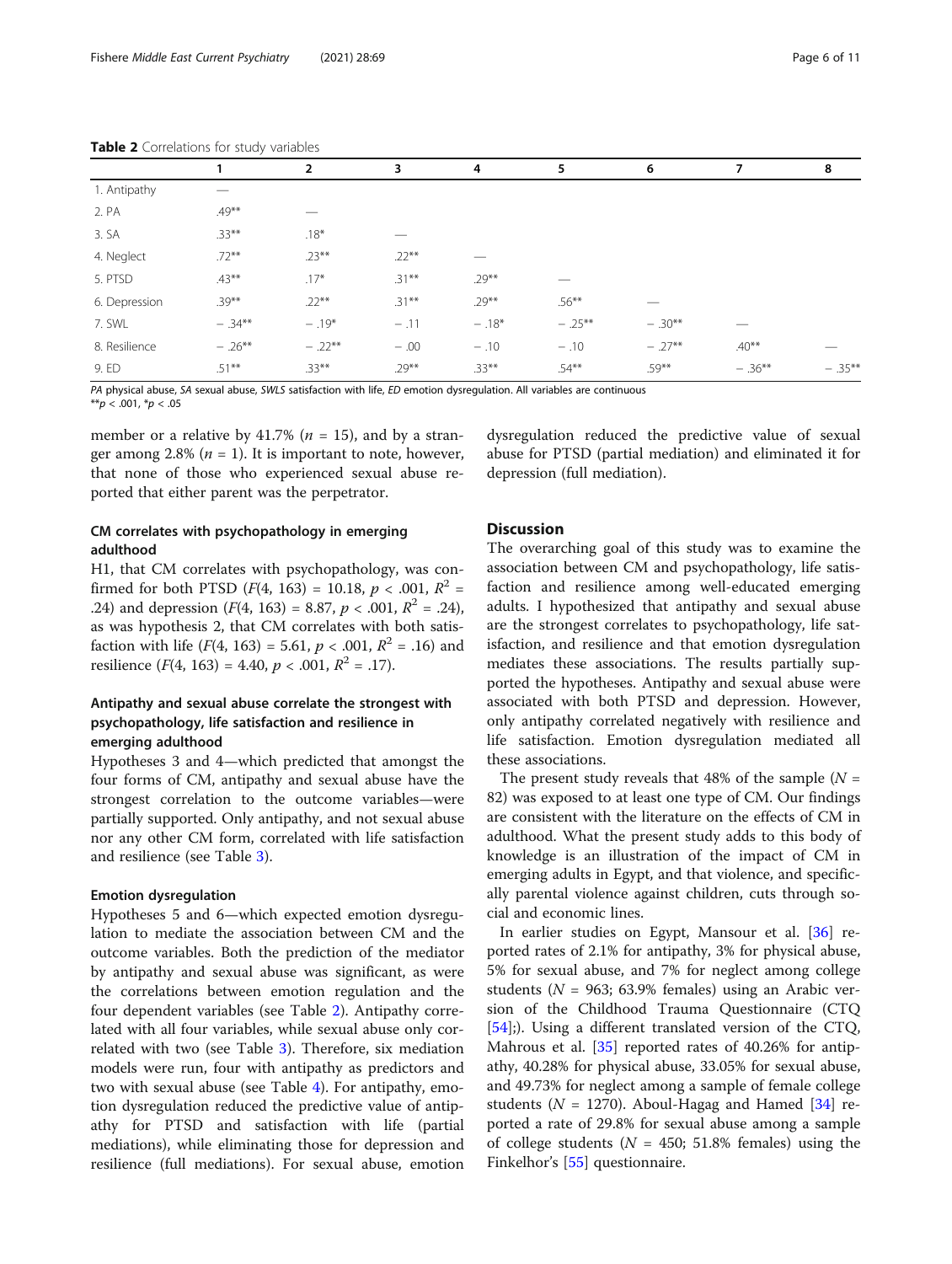**Table 2** Correlations for study variables

| | 1 | 2 | 3 | 4 | 5 | 6 | 7 | 8 |
|---|---|---|---|---|---|---|---|---|
| 1. Antipathy | — | | | | | | | |
| 2. PA | .49** | — | | | | | | |
| 3. SA | .33** | .18* | — | | | | | |
| 4. Neglect | .72** | .23** | .22** | — | | | | |
| 5. PTSD | .43** | .17* | .31** | .29** | — | | | |
| 6. Depression | .39** | .22** | .31** | .29** | .56** | — | | |
| 7. SWL | − .34** | − .19* | − .11 | − .18* | − .25** | − .30** | — | |
| 8. Resilience | − .26** | − .22** | − .00 | − .10 | − .10 | − .27** | .40** | — |
| 9. ED | .51** | .33** | .29** | .33** | .54** | .59** | − .36** | − .35** |

*PA* physical abuse, *SA* sexual abuse, *SWLS* satisfaction with life, *ED* emotion dysregulation. All variables are continuous
$^{**}p < .001$, $^{*}p < .05$

member or a relative by 41.7% ($n$ = 15), and by a stranger among 2.8% ($n$ = 1). It is important to note, however, that none of those who experienced sexual abuse reported that either parent was the perpetrator.

### CM correlates with psychopathology in emerging adulthood

H1, that CM correlates with psychopathology, was confirmed for both PTSD ($F(4, 163) = 10.18$, $p < .001$, $R^2 = .24$) and depression ($F(4, 163) = 8.87$, $p < .001$, $R^2 = .24$), as was hypothesis 2, that CM correlates with both satisfaction with life ($F(4, 163) = 5.61$, $p < .001$, $R^2 = .16$) and resilience ($F(4, 163) = 4.40$, $p < .001$, $R^2 = .17$).

### Antipathy and sexual abuse correlate the strongest with psychopathology, life satisfaction and resilience in emerging adulthood

Hypotheses 3 and 4—which predicted that amongst the four forms of CM, antipathy and sexual abuse have the strongest correlation to the outcome variables—were partially supported. Only antipathy, and not sexual abuse nor any other CM form, correlated with life satisfaction and resilience (see Table 3).

### Emotion dysregulation

Hypotheses 5 and 6—which expected emotion dysregulation to mediate the association between CM and the outcome variables. Both the prediction of the mediator by antipathy and sexual abuse was significant, as were the correlations between emotion regulation and the four dependent variables (see Table 2). Antipathy correlated with all four variables, while sexual abuse only correlated with two (see Table 3). Therefore, six mediation models were run, four with antipathy as predictors and two with sexual abuse (see Table 4). For antipathy, emotion dysregulation reduced the predictive value of antipathy for PTSD and satisfaction with life (partial mediations), while eliminating those for depression and resilience (full mediations). For sexual abuse, emotion dysregulation reduced the predictive value of sexual abuse for PTSD (partial mediation) and eliminated it for depression (full mediation).

## Discussion

The overarching goal of this study was to examine the association between CM and psychopathology, life satisfaction and resilience among well-educated emerging adults. I hypothesized that antipathy and sexual abuse are the strongest correlates to psychopathology, life satisfaction, and resilience and that emotion dysregulation mediates these associations. The results partially supported the hypotheses. Antipathy and sexual abuse were associated with both PTSD and depression. However, only antipathy correlated negatively with resilience and life satisfaction. Emotion dysregulation mediated all these associations.

The present study reveals that 48% of the sample ($N$ = 82) was exposed to at least one type of CM. Our findings are consistent with the literature on the effects of CM in adulthood. What the present study adds to this body of knowledge is an illustration of the impact of CM in emerging adults in Egypt, and that violence, and specifically parental violence against children, cuts through social and economic lines.

In earlier studies on Egypt, Mansour et al. [36] reported rates of 2.1% for antipathy, 3% for physical abuse, 5% for sexual abuse, and 7% for neglect among college students ($N$ = 963; 63.9% females) using an Arabic version of the Childhood Trauma Questionnaire (CTQ [54];). Using a different translated version of the CTQ, Mahrous et al. [35] reported rates of 40.26% for antipathy, 40.28% for physical abuse, 33.05% for sexual abuse, and 49.73% for neglect among a sample of female college students ($N$ = 1270). Aboul-Hagag and Hamed [34] reported a rate of 29.8% for sexual abuse among a sample of college students ($N$ = 450; 51.8% females) using the Finkelhor's [55] questionnaire.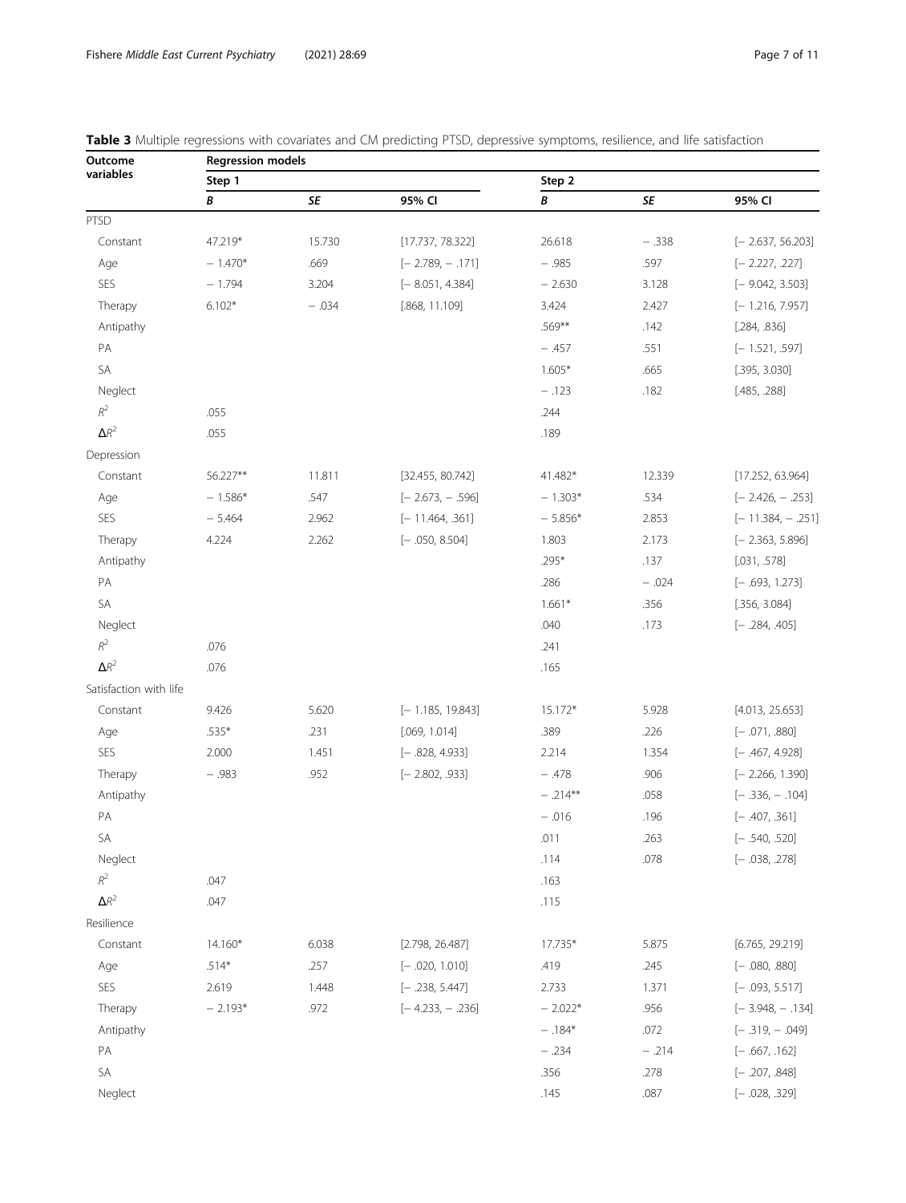**Table 3** Multiple regressions with covariates and CM predicting PTSD, depressive symptoms, resilience, and life satisfaction

| Outcome variables | Regression models | | | | | |
|---|---|---|---|---|---|---|
| | Step 1 | | | Step 2 | | |
| | *B* | *SE* | 95% CI | *B* | *SE* | 95% CI |
| PTSD | | | | | | |
| Constant | 47.219* | 15.730 | [17.737, 78.322] | 26.618 | − .338 | [− 2.637, 56.203] |
| Age | − 1.470* | .669 | [− 2.789, − .171] | − .985 | .597 | [− 2.227, .227] |
| SES | − 1.794 | 3.204 | [− 8.051, 4.384] | − 2.630 | 3.128 | [− 9.042, 3.503] |
| Therapy | 6.102* | − .034 | [.868, 11.109] | 3.424 | 2.427 | [− 1.216, 7.957] |
| Antipathy | | | | .569** | .142 | [.284, .836] |
| PA | | | | − .457 | .551 | [− 1.521, .597] |
| SA | | | | 1.605* | .665 | [.395, 3.030] |
| Neglect | | | | − .123 | .182 | [.485, .288] |
| $R^2$ | .055 | | | .244 | | |
| $\Delta R^2$ | .055 | | | .189 | | |
| Depression | | | | | | |
| Constant | 56.227** | 11.811 | [32.455, 80.742] | 41.482* | 12.339 | [17.252, 63.964] |
| Age | − 1.586* | .547 | [− 2.673, − .596] | − 1.303* | .534 | [− 2.426, − .253] |
| SES | − 5.464 | 2.962 | [− 11.464, .361] | − 5.856* | 2.853 | [− 11.384, − .251] |
| Therapy | 4.224 | 2.262 | [− .050, 8.504] | 1.803 | 2.173 | [− 2.363, 5.896] |
| Antipathy | | | | .295* | .137 | [.031, .578] |
| PA | | | | .286 | − .024 | [− .693, 1.273] |
| SA | | | | 1.661* | .356 | [.356, 3.084] |
| Neglect | | | | .040 | .173 | [− .284, .405] |
| $R^2$ | .076 | | | .241 | | |
| $\Delta R^2$ | .076 | | | .165 | | |
| Satisfaction with life | | | | | | |
| Constant | 9.426 | 5.620 | [− 1.185, 19.843] | 15.172* | 5.928 | [4.013, 25.653] |
| Age | .535* | .231 | [.069, 1.014] | .389 | .226 | [− .071, .880] |
| SES | 2.000 | 1.451 | [− .828, 4.933] | 2.214 | 1.354 | [− .467, 4.928] |
| Therapy | − .983 | .952 | [− 2.802, .933] | − .478 | .906 | [− 2.266, 1.390] |
| Antipathy | | | | − .214** | .058 | [− .336, − .104] |
| PA | | | | − .016 | .196 | [− .407, .361] |
| SA | | | | .011 | .263 | [− .540, .520] |
| Neglect | | | | .114 | .078 | [− .038, .278] |
| $R^2$ | .047 | | | .163 | | |
| $\Delta R^2$ | .047 | | | .115 | | |
| Resilience | | | | | | |
| Constant | 14.160* | 6.038 | [2.798, 26.487] | 17.735* | 5.875 | [6.765, 29.219] |
| Age | .514* | .257 | [− .020, 1.010] | .419 | .245 | [− .080, .880] |
| SES | 2.619 | 1.448 | [− .238, 5.447] | 2.733 | 1.371 | [− .093, 5.517] |
| Therapy | − 2.193* | .972 | [− 4.233, − .236] | − 2.022* | .956 | [− 3.948, − .134] |
| Antipathy | | | | − .184* | .072 | [− .319, − .049] |
| PA | | | | − .234 | − .214 | [− .667, .162] |
| SA | | | | .356 | .278 | [− .207, .848] |
| Neglect | | | | .145 | .087 | [− .028, .329] |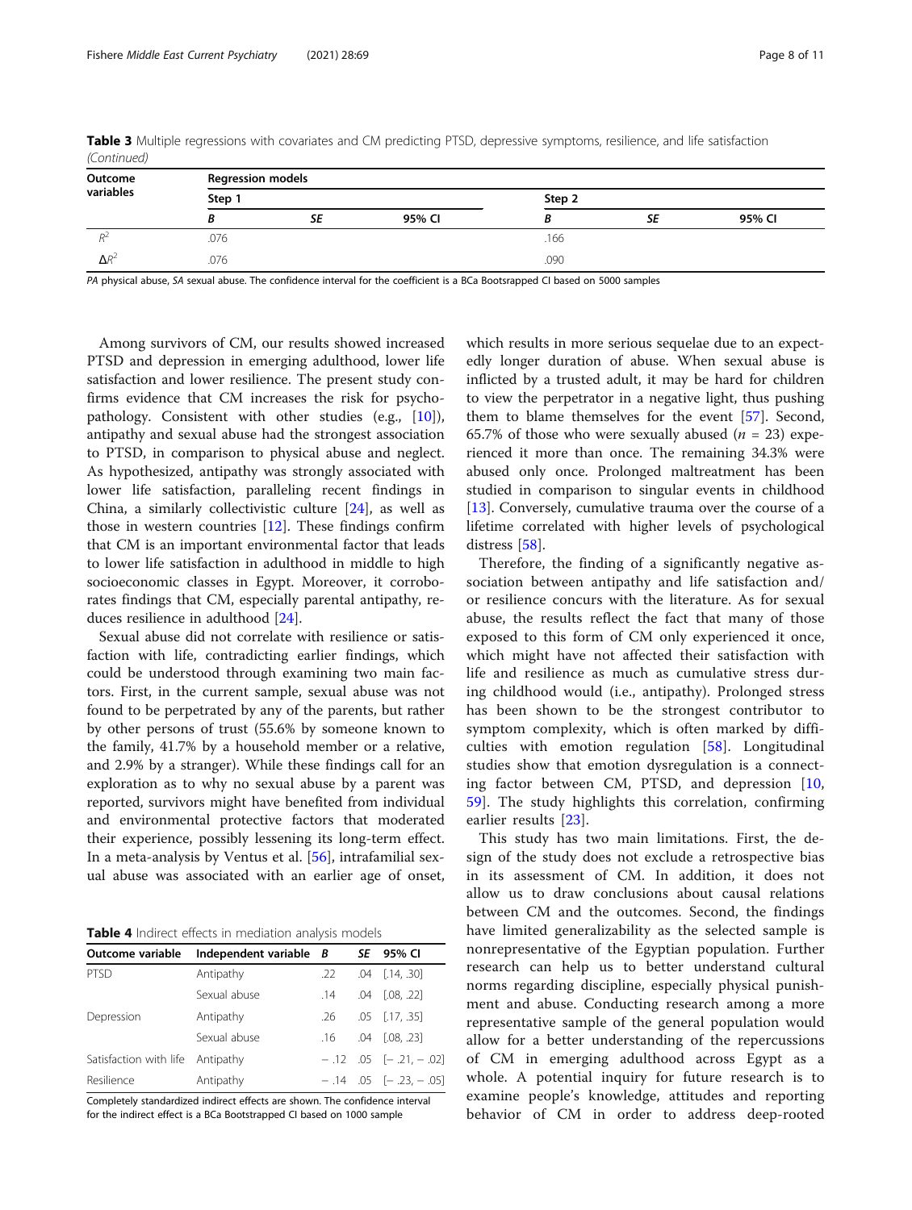**Table 3** Multiple regressions with covariates and CM predicting PTSD, depressive symptoms, resilience, and life satisfaction *(Continued)*

| Outcome variables | Regression models | | | | | |
|---|---|---|---|---|---|---|
| | Step 1 | | | Step 2 | | |
| | *B* | *SE* | 95% CI | *B* | *SE* | 95% CI |
| $R^2$ | .076 | | | .166 | | |
| $\Delta R^2$ | .076 | | | .090 | | |

*PA* physical abuse, *SA* sexual abuse. The confidence interval for the coefficient is a BCa Bootsrapped CI based on 5000 samples

Among survivors of CM, our results showed increased PTSD and depression in emerging adulthood, lower life satisfaction and lower resilience. The present study confirms evidence that CM increases the risk for psychopathology. Consistent with other studies (e.g., [10]), antipathy and sexual abuse had the strongest association to PTSD, in comparison to physical abuse and neglect. As hypothesized, antipathy was strongly associated with lower life satisfaction, paralleling recent findings in China, a similarly collectivistic culture [24], as well as those in western countries [12]. These findings confirm that CM is an important environmental factor that leads to lower life satisfaction in adulthood in middle to high socioeconomic classes in Egypt. Moreover, it corroborates findings that CM, especially parental antipathy, reduces resilience in adulthood [24].

Sexual abuse did not correlate with resilience or satisfaction with life, contradicting earlier findings, which could be understood through examining two main factors. First, in the current sample, sexual abuse was not found to be perpetrated by any of the parents, but rather by other persons of trust (55.6% by someone known to the family, 41.7% by a household member or a relative, and 2.9% by a stranger). While these findings call for an exploration as to why no sexual abuse by a parent was reported, survivors might have benefited from individual and environmental protective factors that moderated their experience, possibly lessening its long-term effect. In a meta-analysis by Ventus et al. [56], intrafamilial sexual abuse was associated with an earlier age of onset, which results in more serious sequelae due to an expectedly longer duration of abuse. When sexual abuse is inflicted by a trusted adult, it may be hard for children to view the perpetrator in a negative light, thus pushing them to blame themselves for the event [57]. Second, 65.7% of those who were sexually abused ($n$ = 23) experienced it more than once. The remaining 34.3% were abused only once. Prolonged maltreatment has been studied in comparison to singular events in childhood [13]. Conversely, cumulative trauma over the course of a lifetime correlated with higher levels of psychological distress [58].

**Table 4** Indirect effects in mediation analysis models

| Outcome variable | Independent variable | *B* | *SE* | 95% CI |
|---|---|---|---|---|
| PTSD | Antipathy | .22 | .04 | [.14, .30] |
| | Sexual abuse | .14 | .04 | [.08, .22] |
| Depression | Antipathy | .26 | .05 | [.17, .35] |
| | Sexual abuse | .16 | .04 | [.08, .23] |
| Satisfaction with life | Antipathy | − .12 | .05 | [− .21, − .02] |
| Resilience | Antipathy | − .14 | .05 | [− .23, − .05] |

Completely standardized indirect effects are shown. The confidence interval for the indirect effect is a BCa Bootstrapped CI based on 1000 sample

Therefore, the finding of a significantly negative association between antipathy and life satisfaction and/or resilience concurs with the literature. As for sexual abuse, the results reflect the fact that many of those exposed to this form of CM only experienced it once, which might have not affected their satisfaction with life and resilience as much as cumulative stress during childhood would (i.e., antipathy). Prolonged stress has been shown to be the strongest contributor to symptom complexity, which is often marked by difficulties with emotion regulation [58]. Longitudinal studies show that emotion dysregulation is a connecting factor between CM, PTSD, and depression [10, 59]. The study highlights this correlation, confirming earlier results [23].

This study has two main limitations. First, the design of the study does not exclude a retrospective bias in its assessment of CM. In addition, it does not allow us to draw conclusions about causal relations between CM and the outcomes. Second, the findings have limited generalizability as the selected sample is nonrepresentative of the Egyptian population. Further research can help us to better understand cultural norms regarding discipline, especially physical punishment and abuse. Conducting research among a more representative sample of the general population would allow for a better understanding of the repercussions of CM in emerging adulthood across Egypt as a whole. A potential inquiry for future research is to examine people's knowledge, attitudes and reporting behavior of CM in order to address deep-rooted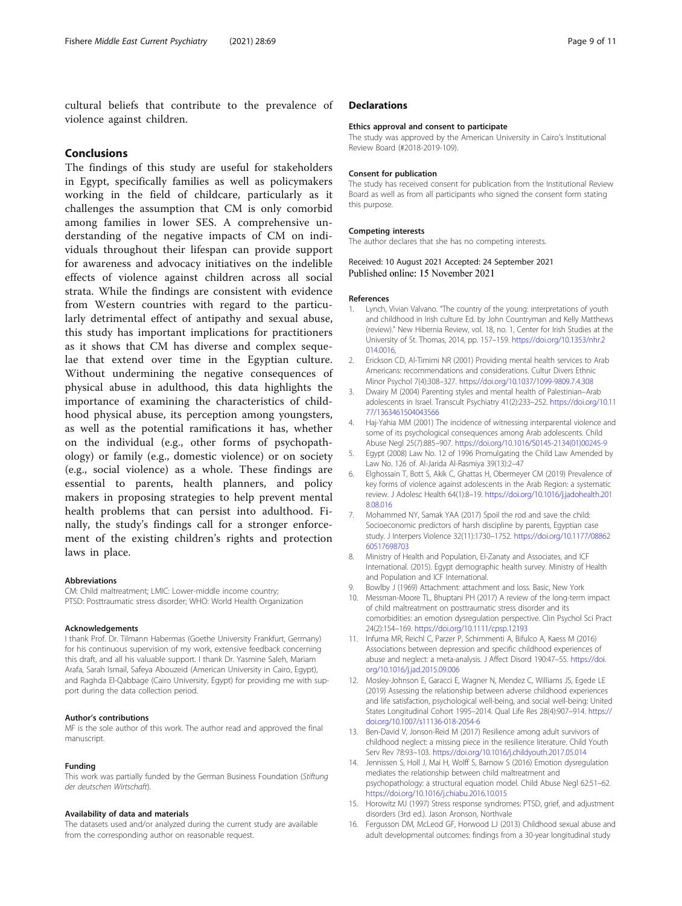cultural beliefs that contribute to the prevalence of violence against children.

## Conclusions

The findings of this study are useful for stakeholders in Egypt, specifically families as well as policymakers working in the field of childcare, particularly as it challenges the assumption that CM is only comorbid among families in lower SES. A comprehensive understanding of the negative impacts of CM on individuals throughout their lifespan can provide support for awareness and advocacy initiatives on the indelible effects of violence against children across all social strata. While the findings are consistent with evidence from Western countries with regard to the particularly detrimental effect of antipathy and sexual abuse, this study has important implications for practitioners as it shows that CM has diverse and complex sequelae that extend over time in the Egyptian culture. Without undermining the negative consequences of physical abuse in adulthood, this data highlights the importance of examining the characteristics of childhood physical abuse, its perception among youngsters, as well as the potential ramifications it has, whether on the individual (e.g., other forms of psychopathology) or family (e.g., domestic violence) or on society (e.g., social violence) as a whole. These findings are essential to parents, health planners, and policy makers in proposing strategies to help prevent mental health problems that can persist into adulthood. Finally, the study's findings call for a stronger enforcement of the existing children's rights and protection laws in place.

#### Abbreviations

CM: Child maltreatment; LMIC: Lower-middle income country; PTSD: Posttraumatic stress disorder; WHO: World Health Organization

#### Acknowledgements

I thank Prof. Dr. Tilmann Habermas (Goethe University Frankfurt, Germany) for his continuous supervision of my work, extensive feedback concerning this draft, and all his valuable support. I thank Dr. Yasmine Saleh, Mariam Arafa, Sarah Ismail, Safeya Abouzeid (American University in Cairo, Egypt), and Raghda El-Qabbage (Cairo University, Egypt) for providing me with support during the data collection period.

#### Author's contributions

MF is the sole author of this work. The author read and approved the final manuscript.

#### Funding

This work was partially funded by the German Business Foundation (*Stiftung der deutschen Wirtschaft*).

#### Availability of data and materials

The datasets used and/or analyzed during the current study are available from the corresponding author on reasonable request.

## Declarations

#### Ethics approval and consent to participate

The study was approved by the American University in Cairo's Institutional Review Board (#2018-2019-109).

#### Consent for publication

The study has received consent for publication from the Institutional Review Board as well as from all participants who signed the consent form stating this purpose.

#### Competing interests

The author declares that she has no competing interests.

Received: 10 August 2021 Accepted: 24 September 2021
Published online: 15 November 2021

#### References

1. Lynch, Vivian Valvano. "The country of the young: interpretations of youth and childhood in Irish culture Ed. by John Countryman and Kelly Matthews (review)." New Hibernia Review, vol. 18, no. 1, Center for Irish Studies at the University of St. Thomas, 2014, pp. 157–159. https://doi.org/10.1353/nhr.2014.0016.
2. Erickson CD, Al-Timimi NR (2001) Providing mental health services to Arab Americans: recommendations and considerations. Cultur Divers Ethnic Minor Psychol 7(4):308–327. https://doi.org/10.1037/1099-9809.7.4.308
3. Dwairy M (2004) Parenting styles and mental health of Palestinian–Arab adolescents in Israel. Transcult Psychiatry 41(2):233–252. https://doi.org/10.1177/1363461504043566
4. Haj-Yahia MM (2001) The incidence of witnessing interparental violence and some of its psychological consequences among Arab adolescents. Child Abuse Negl 25(7):885–907. https://doi.org/10.1016/S0145-2134(01)00245-9
5. Egypt (2008) Law No. 12 of 1996 Promulgating the Child Law Amended by Law No. 126 of. Al-Jarida Al-Rasmiya 39(13):2–47
6. Elghossain T, Bott S, Akik C, Ghattas H, Obermeyer CM (2019) Prevalence of key forms of violence against adolescents in the Arab Region: a systematic review. J Adolesc Health 64(1):8–19. https://doi.org/10.1016/j.jadohealth.2018.08.016
7. Mohammed NY, Samak YAA (2017) Spoil the rod and save the child: Socioeconomic predictors of harsh discipline by parents, Egyptian case study. J Interpers Violence 32(11):1730–1752. https://doi.org/10.1177/0886260517698703
8. Ministry of Health and Population, El-Zanaty and Associates, and ICF International. (2015). Egypt demographic health survey. Ministry of Health and Population and ICF International.
9. Bowlby J (1969) Attachment: attachment and loss. Basic, New York
10. Messman-Moore TL, Bhuptani PH (2017) A review of the long-term impact of child maltreatment on posttraumatic stress disorder and its comorbidities: an emotion dysregulation perspective. Clin Psychol Sci Pract 24(2):154–169. https://doi.org/10.1111/cpsp.12193
11. Infurna MR, Reichl C, Parzer P, Schimmenti A, Bifulco A, Kaess M (2016) Associations between depression and specific childhood experiences of abuse and neglect: a meta-analysis. J Affect Disord 190:47–55. https://doi.org/10.1016/j.jad.2015.09.006
12. Mosley-Johnson E, Garacci E, Wagner N, Mendez C, Williams JS, Egede LE (2019) Assessing the relationship between adverse childhood experiences and life satisfaction, psychological well-being, and social well-being: United States Longitudinal Cohort 1995–2014. Qual Life Res 28(4):907–914. https://doi.org/10.1007/s11136-018-2054-6
13. Ben-David V, Jonson-Reid M (2017) Resilience among adult survivors of childhood neglect: a missing piece in the resilience literature. Child Youth Serv Rev 78:93–103. https://doi.org/10.1016/j.childyouth.2017.05.014
14. Jennissen S, Holl J, Mai H, Wolff S, Barnow S (2016) Emotion dysregulation mediates the relationship between child maltreatment and psychopathology: a structural equation model. Child Abuse Negl 62:51–62. https://doi.org/10.1016/j.chiabu.2016.10.015
15. Horowitz MJ (1997) Stress response syndromes: PTSD, grief, and adjustment disorders (3rd ed.). Jason Aronson, Northvale
16. Fergusson DM, McLeod GF, Horwood LJ (2013) Childhood sexual abuse and adult developmental outcomes: findings from a 30-year longitudinal study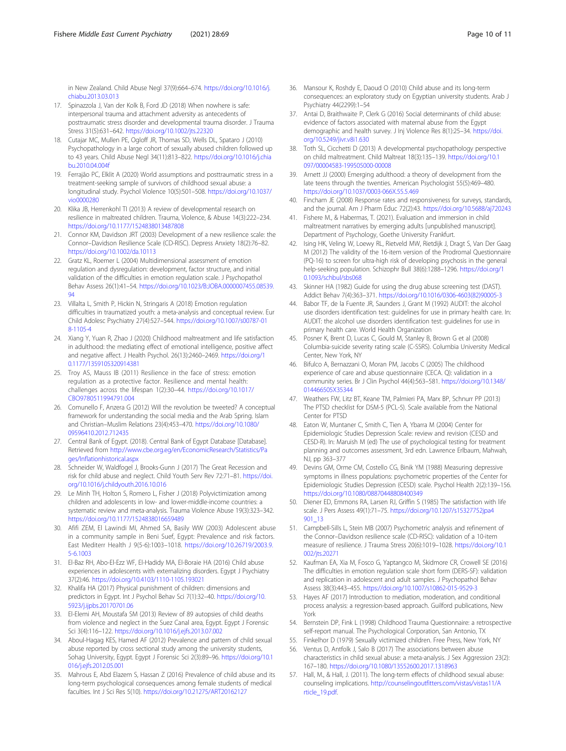in New Zealand. Child Abuse Negl 37(9):664–674. https://doi.org/10.1016/j.chiabu.2013.03.013

17. Spinazzola J, Van der Kolk B, Ford JD (2018) When nowhere is safe: interpersonal trauma and attachment adversity as antecedents of posttraumatic stress disorder and developmental trauma disorder. J Trauma Stress 31(5):631–642. https://doi.org/10.1002/jts.22320
18. Cutajar MC, Mullen PE, Ogloff JR, Thomas SD, Wells DL, Spataro J (2010) Psychopathology in a large cohort of sexually abused children followed up to 43 years. Child Abuse Negl 34(11):813–822. https://doi.org/10.1016/j.chiabu.2010.04.004f
19. Ferrajão PC, Elklit A (2020) World assumptions and posttraumatic stress in a treatment-seeking sample of survivors of childhood sexual abuse: a longitudinal study. Psychol Violence 10(5):501–508. https://doi.org/10.1037/vio0000280
20. Klika JB, Herrenkohl TI (2013) A review of developmental research on resilience in maltreated children. Trauma, Violence, & Abuse 14(3):222–234. https://doi.org/10.1177/1524838013487808
21. Connor KM, Davidson JRT (2003) Development of a new resilience scale: the Connor–Davidson Resilience Scale (CD-RISC). Depress Anxiety 18(2):76–82. https://doi.org/10.1002/da.10113
22. Gratz KL, Roemer L (2004) Multidimensional assessment of emotion regulation and dysregulation: development, factor structure, and initial validation of the difficulties in emotion regulation scale. J Psychopathol Behav Assess 26(1):41–54. https://doi.org/10.1023/B:JOBA.0000007455.08539.94
23. Villalta L, Smith P, Hickin N, Stringaris A (2018) Emotion regulation difficulties in traumatized youth: a meta-analysis and conceptual review. Eur Child Adolesc Psychiatry 27(4):527–544. https://doi.org/10.1007/s00787-018-1105-4
24. Xiang Y, Yuan R, Zhao J (2020) Childhood maltreatment and life satisfaction in adulthood: the mediating effect of emotional intelligence, positive affect and negative affect. J Health Psychol. 26(13):2460–2469. https://doi.org/10.1177/1359105320914381
25. Troy AS, Mauss IB (2011) Resilience in the face of stress: emotion regulation as a protective factor. Resilience and mental health: challenges across the lifespan 1(2):30–44. https://doi.org/10.1017/CBO9780511994791.004
26. Comunello F, Anzera G (2012) Will the revolution be tweeted? A conceptual framework for understanding the social media and the Arab Spring. Islam and Christian–Muslim Relations 23(4):453–470. https://doi.org/10.1080/09596410.2012.712435
27. Central Bank of Egypt. (2018). Central Bank of Egypt Database [Database]. Retrieved from http://www.cbe.org.eg/en/EconomicResearch/Statistics/Pages/Inflationhistorical.aspx
28. Schneider W, Waldfogel J, Brooks-Gunn J (2017) The Great Recession and risk for child abuse and neglect. Child Youth Serv Rev 72:71–81. https://doi.org/10.1016/j.childyouth.2016.10.016
29. Le Minh TH, Holton S, Romero L, Fisher J (2018) Polyvictimization among children and adolescents in low- and lower-middle-income countries: a systematic review and meta-analysis. Trauma Violence Abuse 19(3):323–342. https://doi.org/10.1177/1524838016659489
30. Afifi ZEM, El Lawindi MI, Ahmed SA, Basily WW (2003) Adolescent abuse in a community sample in Beni Suef, Egypt: Prevalence and risk factors. East Mediterr Health J 9(5-6):1003–1018. https://doi.org/10.26719/2003.9.5-6.1003
31. El-Baz RH, Abo-El-Ezz WF, El-Hadidy MA, El-Boraie HA (2016) Child abuse experiences in adolescents with externalizing disorders. Egypt J Psychiatry 37(2):46. https://doi.org/10.4103/1110-1105.193021
32. Khalifa HA (2017) Physical punishment of children: dimensions and predictors in Egypt. Int J Psychol Behav Sci 7(1):32–40. https://doi.org/10.5923/j.ijpbs.20170701.06
33. El-Elemi AH, Moustafa SM (2013) Review of 89 autopsies of child deaths from violence and neglect in the Suez Canal area, Egypt. Egypt J Forensic Sci 3(4):116–122. https://doi.org/10.1016/j.ejfs.2013.07.002
34. Aboul-Hagag KES, Hamed AF (2012) Prevalence and pattern of child sexual abuse reported by cross sectional study among the university students, Sohag University, Egypt. Egypt J Forensic Sci 2(3):89–96. https://doi.org/10.1016/j.ejfs.2012.05.001
35. Mahrous E, Abd Elazem S, Hassan Z (2016) Prevalence of child abuse and its long-term psychological consequences among female students of medical faculties. Int J Sci Res 5(10). https://doi.org/10.21275/ART20162127
36. Mansour K, Roshdy E, Daoud O (2010) Child abuse and its long-term consequences: an exploratory study on Egyptian university students. Arab J Psychiatry 44(2299):1–54
37. Antai D, Braithwaite P, Clerk G (2016) Social determinants of child abuse: evidence of factors associated with maternal abuse from the Egypt demographic and health survey. J Inj Violence Res 8(1):25–34. https://doi.org/10.5249/jivr.v8i1.630
38. Toth SL, Cicchetti D (2013) A developmental psychopathology perspective on child maltreatment. Child Maltreat 18(3):135–139. https://doi.org/10.1097/00004583-199505000-00008
39. Arnett JJ (2000) Emerging adulthood: a theory of development from the late teens through the twenties. American Psychologist 55(5):469–480. https://doi.org/10.1037/0003-066X.55.5.469
40. Fincham JE (2008) Response rates and responsiveness for surveys, standards, and the journal. Am J Pharm Educ 72(2):43. https://doi.org/10.5688/aj720243
41. Fishere M., & Habermas, T. (2021). Evaluation and immersion in child maltreatment narratives by emerging adults [unpublished manuscript]. Department of Psychology, Goethe University Frankfurt.
42. Ising HK, Veling W, Loewy RL, Rietveld MW, Rietdijk J, Dragt S, Van Der Gaag M (2012) The validity of the 16-item version of the Prodromal Questionnaire (PQ-16) to screen for ultra-high risk of developing psychosis in the general help-seeking population. Schizophr Bull 38(6):1288–1296. https://doi.org/10.1093/schbul/sbs068
43. Skinner HA (1982) Guide for using the drug abuse screening test (DAST). Addict Behav 7(4):363–371. https://doi.org/10.1016/0306-4603(82)90005-3
44. Babor TF, de la Fuente JR, Saunders J, Grant M (1992) AUDIT: the alcohol use disorders identification test: guidelines for use in primary health care. In: AUDIT: the alcohol use disorders identification test: guidelines for use in primary health care. World Health Organization
45. Posner K, Brent D, Lucas C, Gould M, Stanley B, Brown G et al (2008) Columbia-suicide severity rating scale (C-SSRS). Columbia University Medical Center, New York, NY
46. Bifulco A, Bernazzani O, Moran PM, Jacobs C (2005) The childhood experience of care and abuse questionnaire (CECA. Q): validation in a community series. Br J Clin Psychol 44(4):563–581. https://doi.org/10.1348/014466505X35344
47. Weathers FW, Litz BT, Keane TM, Palmieri PA, Marx BP, Schnurr PP (2013) The PTSD checklist for DSM-5 (PCL-5). Scale available from the National Center for PTSD
48. Eaton W, Muntaner C, Smith C, Tien A, Ybarra M (2004) Center for Epidemiologic Studies Depression Scale: review and revision (CESD and CESD-R). In: Maruish M (ed) The use of psychological testing for treatment planning and outcomes assessment, 3rd edn. Lawrence Erlbaum, Mahwah, NJ, pp 363–377
49. Devins GM, Orme CM, Costello CG, Binik YM (1988) Measuring depressive symptoms in illness populations: psychometric properties of the Center for Epidemiologic Studies Depression (CESD) scale. Psychol Health 2(2):139–156. https://doi.org/10.1080/08870448808400349
50. Diener ED, Emmons RA, Larsen RJ, Griffin S (1985) The satisfaction with life scale. J Pers Assess 49(1):71–75. https://doi.org/10.1207/s15327752jpa4901_13
51. Campbell-Sills L, Stein MB (2007) Psychometric analysis and refinement of the Connor–Davidson resilience scale (CD-RISC): validation of a 10-item measure of resilience. J Trauma Stress 20(6):1019–1028. https://doi.org/10.1002/jts.20271
52. Kaufman EA, Xia M, Fosco G, Yaptangco M, Skidmore CR, Crowell SE (2016) The difficulties in emotion regulation scale short form (DERS-SF): validation and replication in adolescent and adult samples. J Psychopathol Behav Assess 38(3):443–455. https://doi.org/10.1007/s10862-015-9529-3
53. Hayes AF (2017) Introduction to mediation, moderation, and conditional process analysis: a regression-based approach. Guilford publications, New York
54. Bernstein DP, Fink L (1998) Childhood Trauma Questionnaire: a retrospective self-report manual. The Psychological Corporation, San Antonio, TX
55. Finkelhor D (1979) Sexually victimized children. Free Press, New York, NY
56. Ventus D, Antfolk J, Salo B (2017) The associations between abuse characteristics in child sexual abuse: a meta-analysis. J Sex Aggression 23(2):167–180. https://doi.org/10.1080/13552600.2017.1318963
57. Hall, M., & Hall, J. (2011). The long-term effects of childhood sexual abuse: counseling implications. http://counselingoutfitters.com/vistas/vistas11/Article_19.pdf.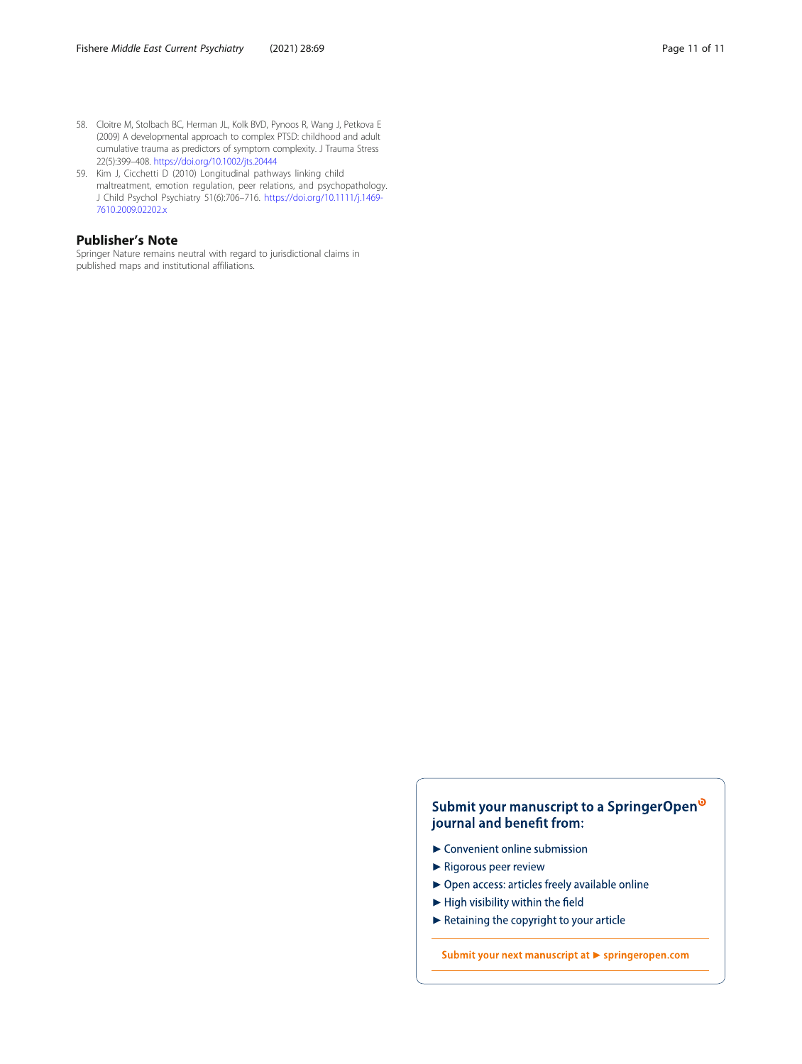58. Cloitre M, Stolbach BC, Herman JL, Kolk BVD, Pynoos R, Wang J, Petkova E (2009) A developmental approach to complex PTSD: childhood and adult cumulative trauma as predictors of symptom complexity. J Trauma Stress 22(5):399–408. https://doi.org/10.1002/jts.20444
59. Kim J, Cicchetti D (2010) Longitudinal pathways linking child maltreatment, emotion regulation, peer relations, and psychopathology. J Child Psychol Psychiatry 51(6):706–716. https://doi.org/10.1111/j.1469-7610.2009.02202.x

## Publisher's Note

Springer Nature remains neutral with regard to jurisdictional claims in published maps and institutional affiliations.

**Submit your manuscript to a SpringerOpen journal and benefit from:**

- ► Convenient online submission
- ► Rigorous peer review
- ► Open access: articles freely available online
- ► High visibility within the field
- ► Retaining the copyright to your article

**Submit your next manuscript at ► springeropen.com**